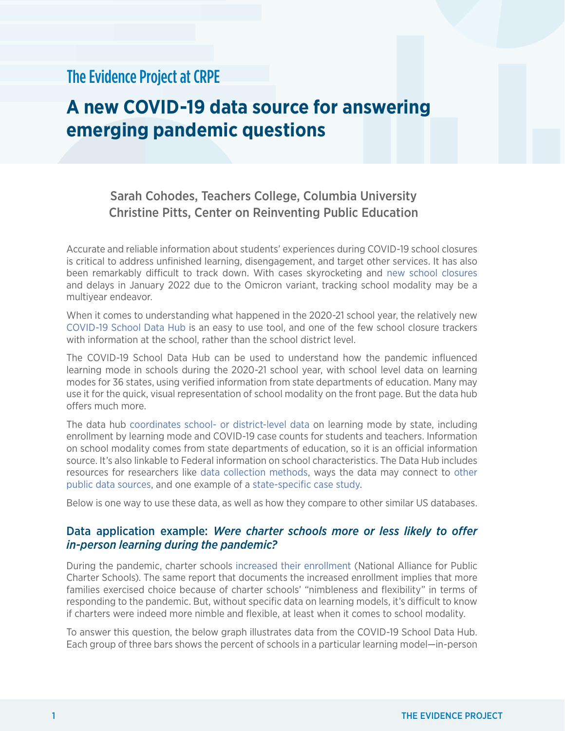The Evidence Project at CRPE

# A new COVID-19 data source for answering emerging pandemic questions

Sarah Cohodes, Teachers College, Columbia University
Christine Pitts, Center on Reinventing Public Education

Accurate and reliable information about students' experiences during COVID-19 school closures is critical to address unfinished learning, disengagement, and target other services. It has also been remarkably difficult to track down. With cases skyrocketing and new school closures and delays in January 2022 due to the Omicron variant, tracking school modality may be a multiyear endeavor.

When it comes to understanding what happened in the 2020-21 school year, the relatively new COVID-19 School Data Hub is an easy to use tool, and one of the few school closure trackers with information at the school, rather than the school district level.

The COVID-19 School Data Hub can be used to understand how the pandemic influenced learning mode in schools during the 2020-21 school year, with school level data on learning modes for 36 states, using verified information from state departments of education. Many may use it for the quick, visual representation of school modality on the front page. But the data hub offers much more.

The data hub coordinates school- or district-level data on learning mode by state, including enrollment by learning mode and COVID-19 case counts for students and teachers. Information on school modality comes from state departments of education, so it is an official information source. It's also linkable to Federal information on school characteristics. The Data Hub includes resources for researchers like data collection methods, ways the data may connect to other public data sources, and one example of a state-specific case study.

Below is one way to use these data, as well as how they compare to other similar US databases.

### Data application example: *Were charter schools more or less likely to offer in-person learning during the pandemic?*

During the pandemic, charter schools increased their enrollment (National Alliance for Public Charter Schools). The same report that documents the increased enrollment implies that more families exercised choice because of charter schools' "nimbleness and flexibility" in terms of responding to the pandemic. But, without specific data on learning models, it's difficult to know if charters were indeed more nimble and flexible, at least when it comes to school modality.

To answer this question, the below graph illustrates data from the COVID-19 School Data Hub. Each group of three bars shows the percent of schools in a particular learning model—in-person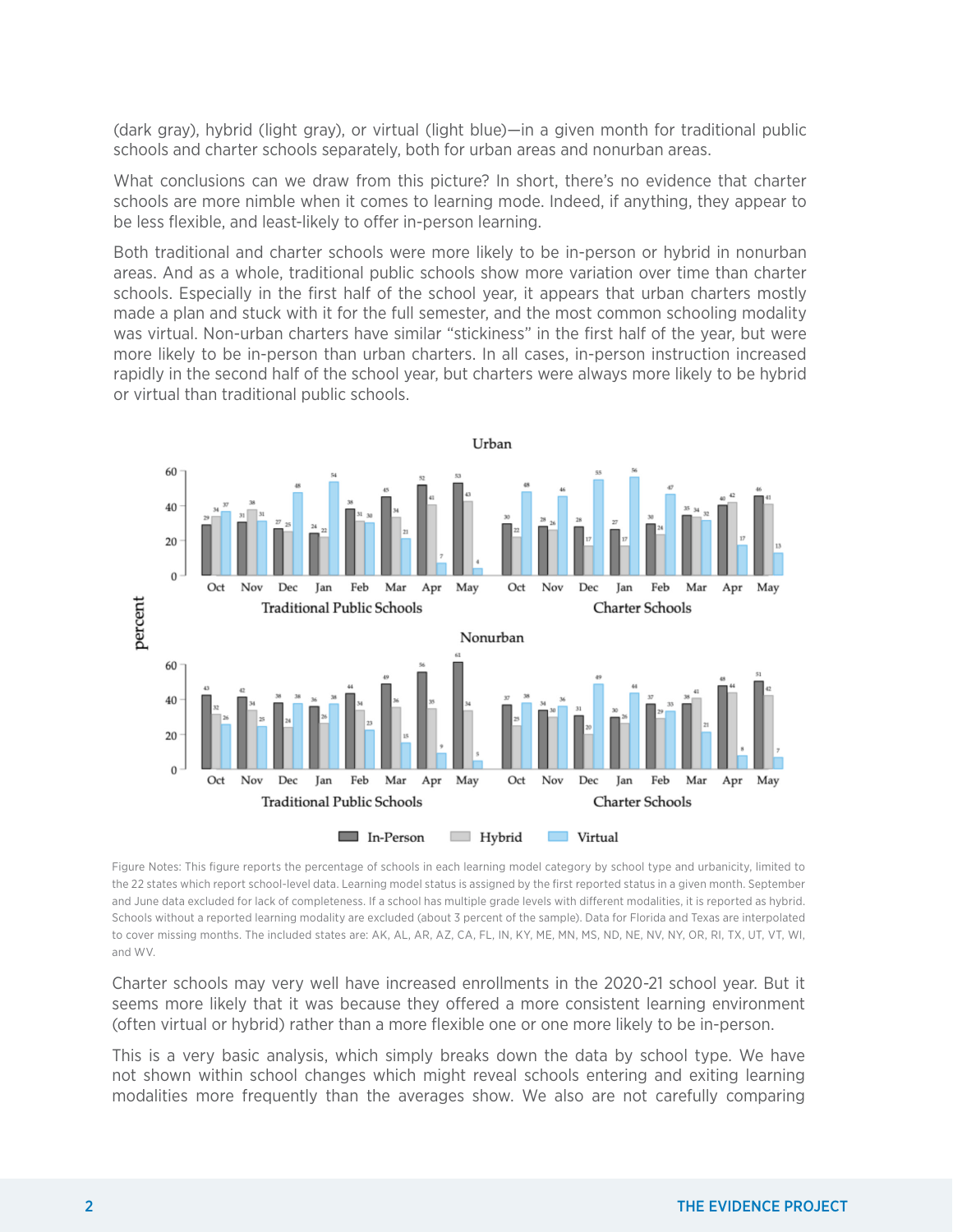(dark gray), hybrid (light gray), or virtual (light blue)—in a given month for traditional public schools and charter schools separately, both for urban areas and nonurban areas.

What conclusions can we draw from this picture? In short, there's no evidence that charter schools are more nimble when it comes to learning mode. Indeed, if anything, they appear to be less flexible, and least-likely to offer in-person learning.

Both traditional and charter schools were more likely to be in-person or hybrid in nonurban areas. And as a whole, traditional public schools show more variation over time than charter schools. Especially in the first half of the school year, it appears that urban charters mostly made a plan and stuck with it for the full semester, and the most common schooling modality was virtual. Non-urban charters have similar "stickiness" in the first half of the year, but were more likely to be in-person than urban charters. In all cases, in-person instruction increased rapidly in the second half of the school year, but charters were always more likely to be hybrid or virtual than traditional public schools.

**Urban**

| School type | Mode | Oct | Nov | Dec | Jan | Feb | Mar | Apr | May |
|---|---|---|---|---|---|---|---|---|---|
| Traditional Public Schools | In-Person | 29 | 31 | 27 | 24 | 38 | 45 | 52 | 53 |
| | Hybrid | 34 | 38 | 25 | 22 | 31 | 34 | 41 | 43 |
| | Virtual | 37 | 31 | 48 | 54 | 30 | 21 | 7 | 4 |
| Charter Schools | In-Person | 30 | 28 | 28 | 27 | 30 | 35 | 40 | 46 |
| | Hybrid | 22 | 26 | 17 | 17 | 24 | 34 | 42 | 41 |
| | Virtual | 48 | 46 | 55 | 56 | 47 | 32 | 17 | 13 |

**Nonurban**

| School type | Mode | Oct | Nov | Dec | Jan | Feb | Mar | Apr | May |
|---|---|---|---|---|---|---|---|---|---|
| Traditional Public Schools | In-Person | 43 | 42 | 38 | 36 | 44 | 49 | 56 | 62 |
| | Hybrid | 32 | 34 | 24 | 26 | 34 | 36 | 35 | 34 |
| | Virtual | 26 | 25 | 38 | 38 | 23 | 15 | 9 | 5 |
| Charter Schools | In-Person | 37 | 34 | 31 | 30 | 37 | 38 | 48 | 51 |
| | Hybrid | 25 | 30 | 20 | 26 | 29 | 41 | 44 | 42 |
| | Virtual | 38 | 36 | 49 | 44 | 33 | 21 | 8 | 7 |

Figure Notes: This figure reports the percentage of schools in each learning model category by school type and urbanicity, limited to the 22 states which report school-level data. Learning model status is assigned by the first reported status in a given month. September and June data excluded for lack of completeness. If a school has multiple grade levels with different modalities, it is reported as hybrid. Schools without a reported learning modality are excluded (about 3 percent of the sample). Data for Florida and Texas are interpolated to cover missing months. The included states are: AK, AL, AR, AZ, CA, FL, IN, KY, ME, MN, MS, ND, NE, NV, NY, OR, RI, TX, UT, VT, WI, and WV.

Charter schools may very well have increased enrollments in the 2020-21 school year. But it seems more likely that it was because they offered a more consistent learning environment (often virtual or hybrid) rather than a more flexible one or one more likely to be in-person.

This is a very basic analysis, which simply breaks down the data by school type. We have not shown within school changes which might reveal schools entering and exiting learning modalities more frequently than the averages show. We also are not carefully comparing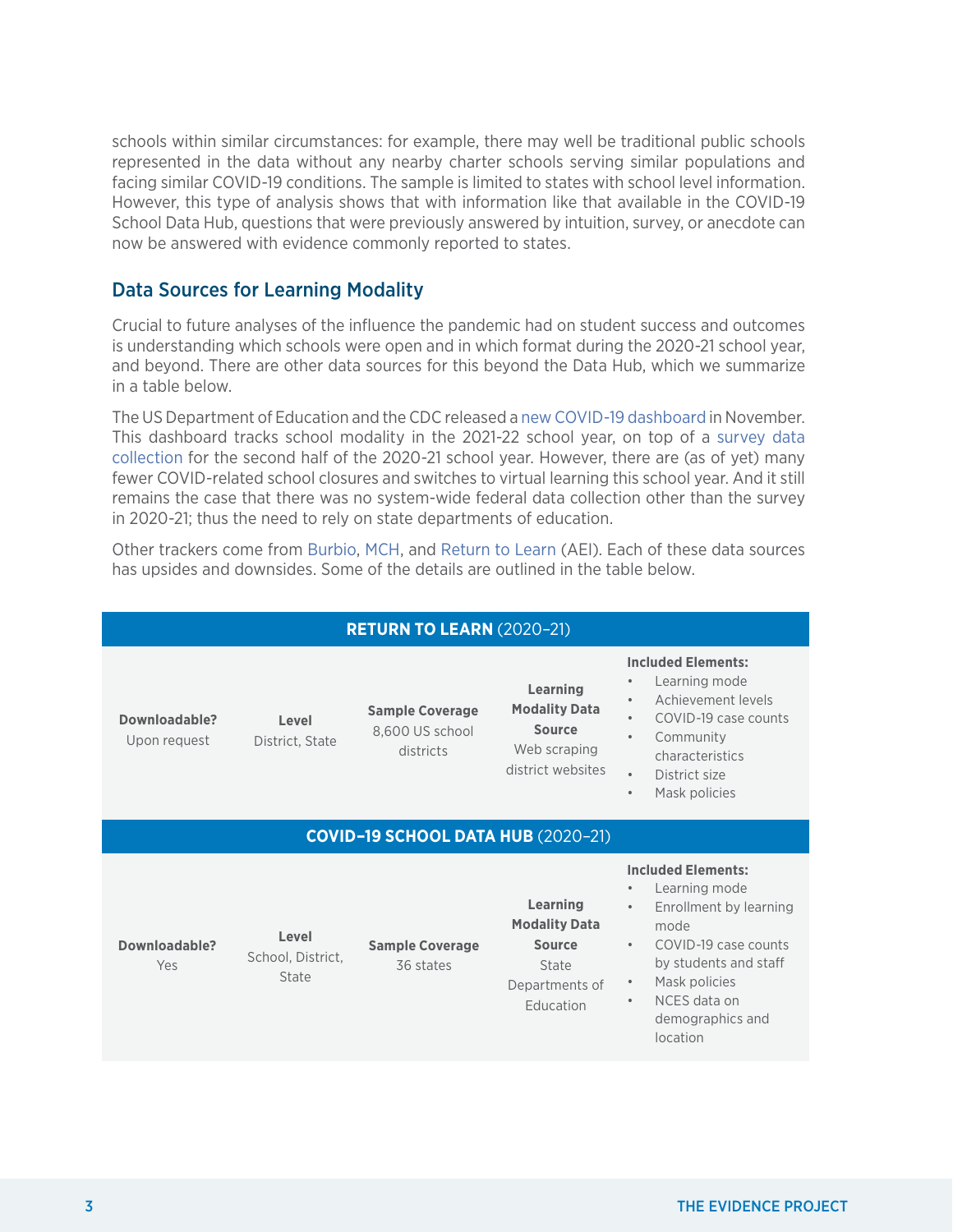schools within similar circumstances: for example, there may well be traditional public schools represented in the data without any nearby charter schools serving similar populations and facing similar COVID-19 conditions. The sample is limited to states with school level information. However, this type of analysis shows that with information like that available in the COVID-19 School Data Hub, questions that were previously answered by intuition, survey, or anecdote can now be answered with evidence commonly reported to states.

## Data Sources for Learning Modality

Crucial to future analyses of the influence the pandemic had on student success and outcomes is understanding which schools were open and in which format during the 2020-21 school year, and beyond. There are other data sources for this beyond the Data Hub, which we summarize in a table below.

The US Department of Education and the CDC released a new COVID-19 dashboard in November. This dashboard tracks school modality in the 2021-22 school year, on top of a survey data collection for the second half of the 2020-21 school year. However, there are (as of yet) many fewer COVID-related school closures and switches to virtual learning this school year. And it still remains the case that there was no system-wide federal data collection other than the survey in 2020-21; thus the need to rely on state departments of education.

Other trackers come from Burbio, MCH, and Return to Learn (AEI). Each of these data sources has upsides and downsides. Some of the details are outlined in the table below.

| **RETURN TO LEARN** (2020–21) | | | | |
|---|---|---|---|---|
| **Downloadable?** Upon request | **Level** District, State | **Sample Coverage** 8,600 US school districts | **Learning Modality Data Source** Web scraping district websites | **Included Elements:** • Learning mode • Achievement levels • COVID-19 case counts • Community characteristics • District size • Mask policies |
| **COVID–19 SCHOOL DATA HUB** (2020–21) | | | | |
| **Downloadable?** Yes | **Level** School, District, State | **Sample Coverage** 36 states | **Learning Modality Data Source** State Departments of Education | **Included Elements:** • Learning mode • Enrollment by learning mode • COVID-19 case counts by students and staff • Mask policies • NCES data on demographics and location |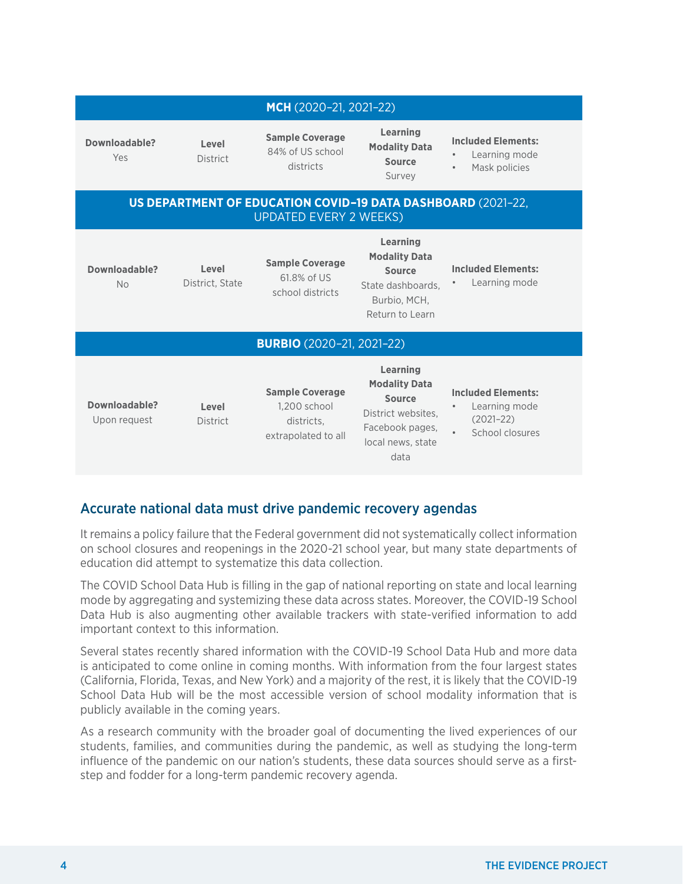| Downloadable? | Level | Sample Coverage | Learning Modality Data Source | Included Elements |
|---|---|---|---|---|
| **MCH** (2020–21, 2021–22) | | | | |
| Yes | District | 84% of US school districts | Survey | • Learning mode<br>• Mask policies |
| **US DEPARTMENT OF EDUCATION COVID-19 DATA DASHBOARD** (2021–22, UPDATED EVERY 2 WEEKS) | | | | |
| No | District, State | 61.8% of US school districts | State dashboards, Burbio, MCH, Return to Learn | • Learning mode |
| **BURBIO** (2020–21, 2021–22) | | | | |
| Upon request | District | 1,200 school districts, extrapolated to all | District websites, Facebook pages, local news, state data | • Learning mode (2021–22)<br>• School closures |

## Accurate national data must drive pandemic recovery agendas

It remains a policy failure that the Federal government did not systematically collect information on school closures and reopenings in the 2020-21 school year, but many state departments of education did attempt to systematize this data collection.

The COVID School Data Hub is filling in the gap of national reporting on state and local learning mode by aggregating and systemizing these data across states. Moreover, the COVID-19 School Data Hub is also augmenting other available trackers with state-verified information to add important context to this information.

Several states recently shared information with the COVID-19 School Data Hub and more data is anticipated to come online in coming months. With information from the four largest states (California, Florida, Texas, and New York) and a majority of the rest, it is likely that the COVID-19 School Data Hub will be the most accessible version of school modality information that is publicly available in the coming years.

As a research community with the broader goal of documenting the lived experiences of our students, families, and communities during the pandemic, as well as studying the long-term influence of the pandemic on our nation's students, these data sources should serve as a first-step and fodder for a long-term pandemic recovery agenda.